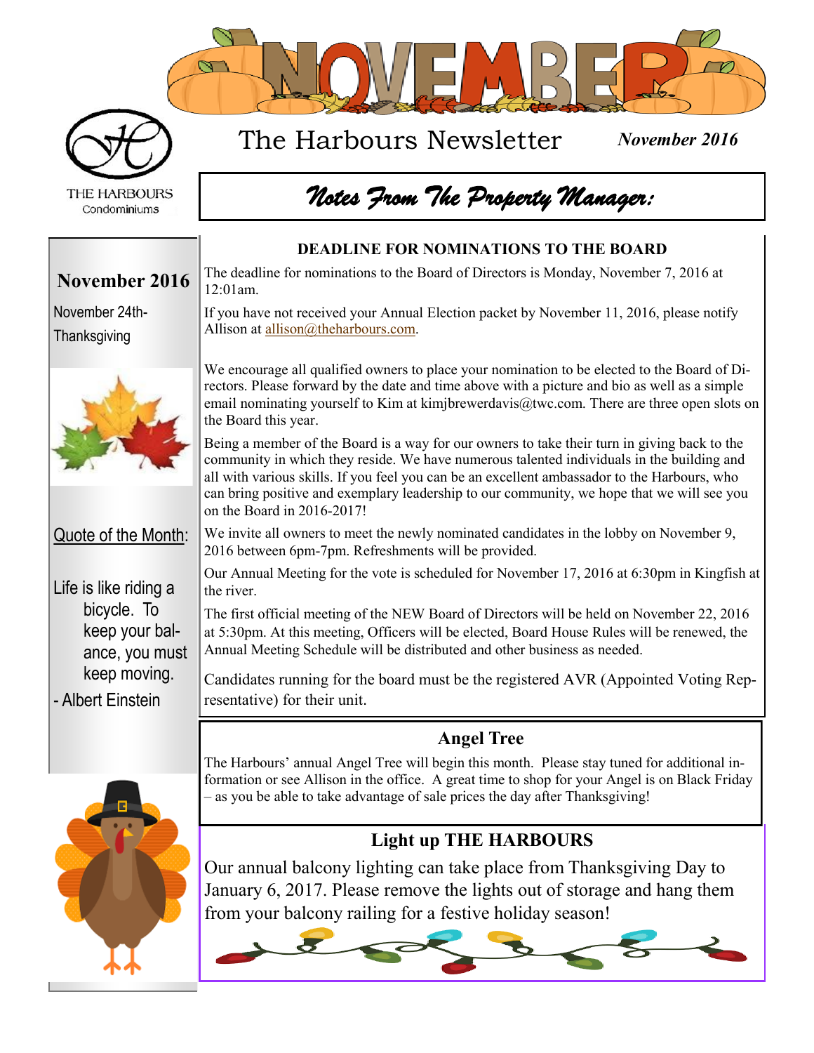# NOVEMBER

THE HARBOURS
Condominiums

## The Harbours Newsletter

*November 2016*

## *Notes From The Property Manager:*

### November 2016

November 24th- Thanksgiving

Quote of the Month:

Life is like riding a bicycle. To keep your balance, you must keep moving.

- Albert Einstein

### DEADLINE FOR NOMINATIONS TO THE BOARD

The deadline for nominations to the Board of Directors is Monday, November 7, 2016 at 12:01am.

If you have not received your Annual Election packet by November 11, 2016, please notify Allison at allison@theharbours.com.

We encourage all qualified owners to place your nomination to be elected to the Board of Directors. Please forward by the date and time above with a picture and bio as well as a simple email nominating yourself to Kim at kimjbrewerdavis@twc.com. There are three open slots on the Board this year.

Being a member of the Board is a way for our owners to take their turn in giving back to the community in which they reside. We have numerous talented individuals in the building and all with various skills. If you feel you can be an excellent ambassador to the Harbours, who can bring positive and exemplary leadership to our community, we hope that we will see you on the Board in 2016-2017!

We invite all owners to meet the newly nominated candidates in the lobby on November 9, 2016 between 6pm-7pm. Refreshments will be provided.

Our Annual Meeting for the vote is scheduled for November 17, 2016 at 6:30pm in Kingfish at the river.

The first official meeting of the NEW Board of Directors will be held on November 22, 2016 at 5:30pm. At this meeting, Officers will be elected, Board House Rules will be renewed, the Annual Meeting Schedule will be distributed and other business as needed.

Candidates running for the board must be the registered AVR (Appointed Voting Representative) for their unit.

### Angel Tree

The Harbours' annual Angel Tree will begin this month. Please stay tuned for additional information or see Allison in the office. A great time to shop for your Angel is on Black Friday – as you be able to take advantage of sale prices the day after Thanksgiving!

### Light up THE HARBOURS

Our annual balcony lighting can take place from Thanksgiving Day to January 6, 2017. Please remove the lights out of storage and hang them from your balcony railing for a festive holiday season!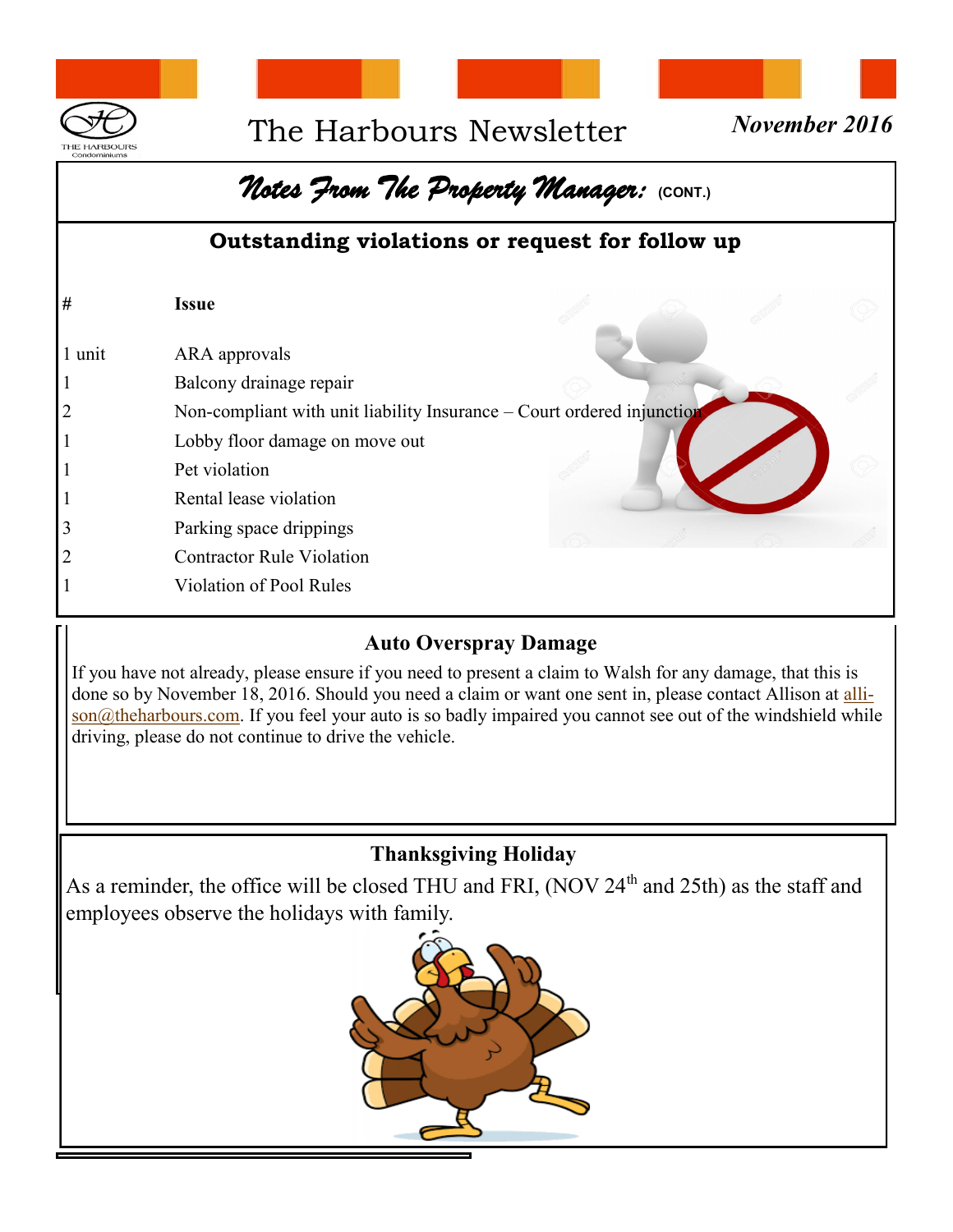# The Harbours Newsletter

*November 2016*

## *Notes From The Property Manager:* (CONT.)

### Outstanding violations or request for follow up

| # | Issue |
|---|---|
| 1 unit | ARA approvals |
| 1 | Balcony drainage repair |
| 2 | Non-compliant with unit liability Insurance – Court ordered injunction |
| 1 | Lobby floor damage on move out |
| 1 | Pet violation |
| 1 | Rental lease violation |
| 3 | Parking space drippings |
| 2 | Contractor Rule Violation |
| 1 | Violation of Pool Rules |

### Auto Overspray Damage

If you have not already, please ensure if you need to present a claim to Walsh for any damage, that this is done so by November 18, 2016. Should you need a claim or want one sent in, please contact Allison at allison@theharbours.com. If you feel your auto is so badly impaired you cannot see out of the windshield while driving, please do not continue to drive the vehicle.

### Thanksgiving Holiday

As a reminder, the office will be closed THU and FRI, (NOV 24th and 25th) as the staff and employees observe the holidays with family.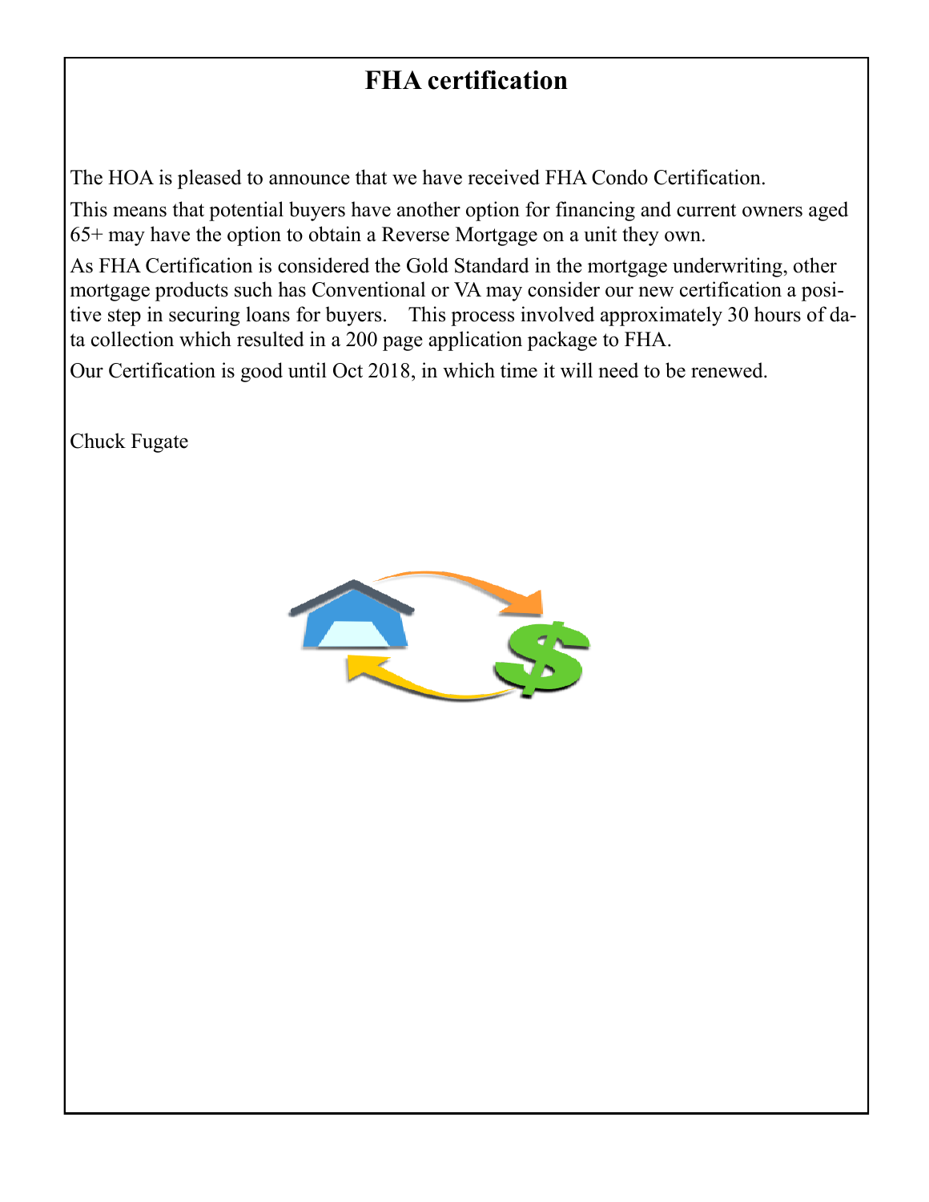# FHA certification

The HOA is pleased to announce that we have received FHA Condo Certification.

This means that potential buyers have another option for financing and current owners aged 65+ may have the option to obtain a Reverse Mortgage on a unit they own.

As FHA Certification is considered the Gold Standard in the mortgage underwriting, other mortgage products such has Conventional or VA may consider our new certification a positive step in securing loans for buyers.    This process involved approximately 30 hours of data collection which resulted in a 200 page application package to FHA.

Our Certification is good until Oct 2018, in which time it will need to be renewed.

Chuck Fugate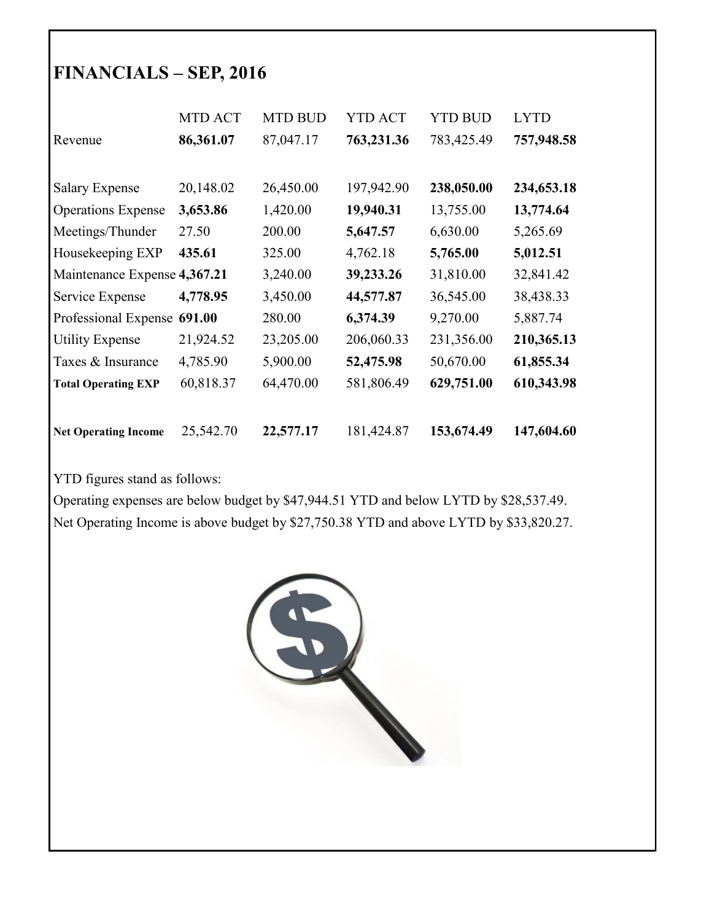# FINANCIALS – SEP, 2016

| | MTD ACT | MTD BUD | YTD ACT | YTD BUD | LYTD |
|---|---|---|---|---|---|
| Revenue | **86,361.07** | 87,047.17 | **763,231.36** | 783,425.49 | **757,948.58** |
| | | | | | |
| Salary Expense | 20,148.02 | 26,450.00 | 197,942.90 | **238,050.00** | **234,653.18** |
| Operations Expense | **3,653.86** | 1,420.00 | **19,940.31** | 13,755.00 | **13,774.64** |
| Meetings/Thunder | 27.50 | 200.00 | **5,647.57** | 6,630.00 | 5,265.69 |
| Housekeeping EXP | **435.61** | 325.00 | 4,762.18 | **5,765.00** | **5,012.51** |
| Maintenance Expense | **4,367.21** | 3,240.00 | **39,233.26** | 31,810.00 | 32,841.42 |
| Service Expense | **4,778.95** | 3,450.00 | **44,577.87** | 36,545.00 | 38,438.33 |
| Professional Expense | **691.00** | 280.00 | **6,374.39** | 9,270.00 | 5,887.74 |
| Utility Expense | 21,924.52 | 23,205.00 | 206,060.33 | 231,356.00 | **210,365.13** |
| Taxes & Insurance | 4,785.90 | 5,900.00 | **52,475.98** | 50,670.00 | **61,855.34** |
| **Total Operating EXP** | 60,818.37 | 64,470.00 | 581,806.49 | **629,751.00** | **610,343.98** |
| | | | | | |
| **Net Operating Income** | 25,542.70 | **22,577.17** | 181,424.87 | **153,674.49** | **147,604.60** |

YTD figures stand as follows:
Operating expenses are below budget by $47,944.51 YTD and below LYTD by $28,537.49.
Net Operating Income is above budget by $27,750.38 YTD and above LYTD by $33,820.27.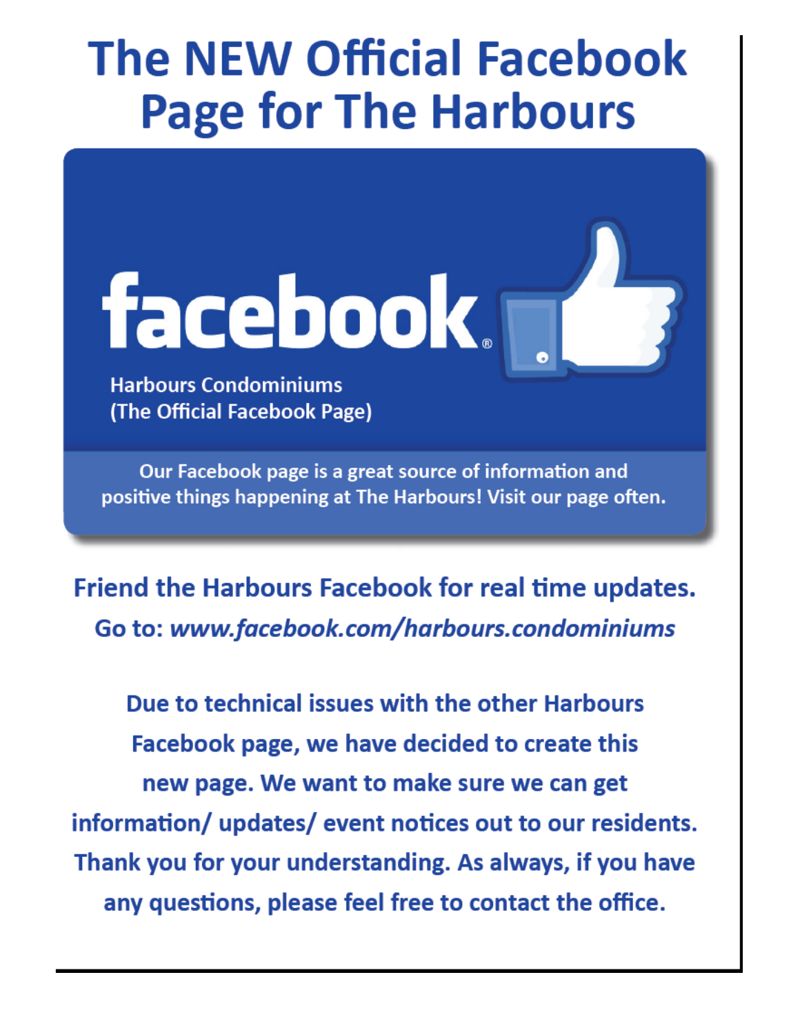# The NEW Official Facebook Page for The Harbours

facebook

Harbours Condominiums
(The Official Facebook Page)

Our Facebook page is a great source of information and positive things happening at The Harbours! Visit our page often.

**Friend the Harbours Facebook for real time updates.**

**Go to:** ***www.facebook.com/harbours.condominiums***

**Due to technical issues with the other Harbours Facebook page, we have decided to create this new page. We want to make sure we can get information/ updates/ event notices out to our residents. Thank you for your understanding. As always, if you have any questions, please feel free to contact the office.**